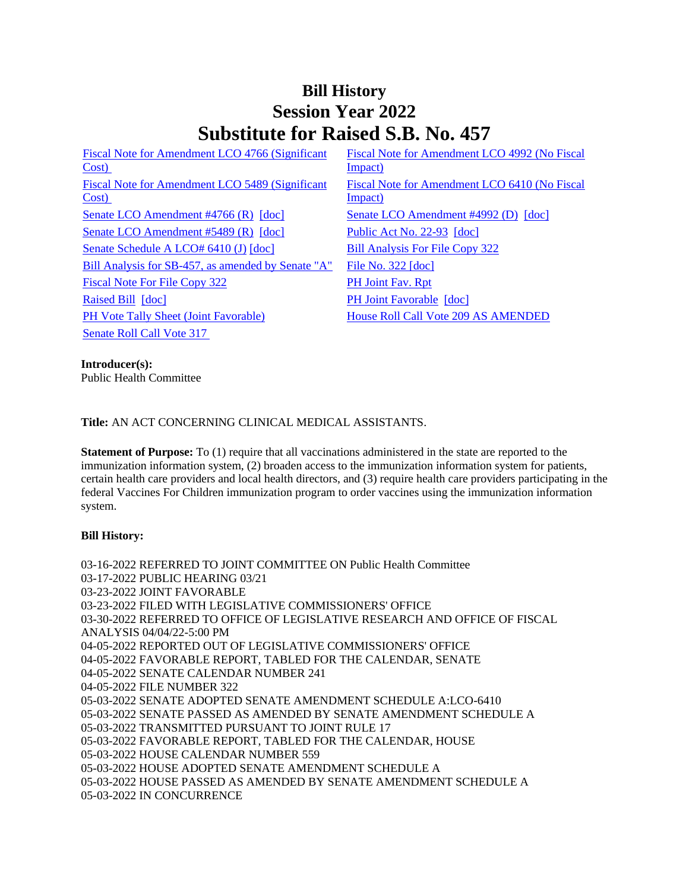# Bill History
## Session Year 2022
## Substitute for Raised S.B. No. 457

| | |
|---|---|
| Fiscal Note for Amendment LCO 4766 (Significant Cost) | Fiscal Note for Amendment LCO 4992 (No Fiscal Impact) |
| Fiscal Note for Amendment LCO 5489 (Significant Cost) | Fiscal Note for Amendment LCO 6410 (No Fiscal Impact) |
| Senate LCO Amendment #4766 (R) [doc] | Senate LCO Amendment #4992 (D) [doc] |
| Senate LCO Amendment #5489 (R) [doc] | Public Act No. 22-93 [doc] |
| Senate Schedule A LCO# 6410 (J) [doc] | Bill Analysis For File Copy 322 |
| Bill Analysis for SB-457, as amended by Senate "A" | File No. 322 [doc] |
| Fiscal Note For File Copy 322 | PH Joint Fav. Rpt |
| Raised Bill [doc] | PH Joint Favorable [doc] |
| PH Vote Tally Sheet (Joint Favorable) | House Roll Call Vote 209 AS AMENDED |
| Senate Roll Call Vote 317 | |

**Introducer(s):**
Public Health Committee

**Title:** AN ACT CONCERNING CLINICAL MEDICAL ASSISTANTS.

**Statement of Purpose:** To (1) require that all vaccinations administered in the state are reported to the immunization information system, (2) broaden access to the immunization information system for patients, certain health care providers and local health directors, and (3) require health care providers participating in the federal Vaccines For Children immunization program to order vaccines using the immunization information system.

**Bill History:**

03-16-2022 REFERRED TO JOINT COMMITTEE ON Public Health Committee
03-17-2022 PUBLIC HEARING 03/21
03-23-2022 JOINT FAVORABLE
03-23-2022 FILED WITH LEGISLATIVE COMMISSIONERS' OFFICE
03-30-2022 REFERRED TO OFFICE OF LEGISLATIVE RESEARCH AND OFFICE OF FISCAL ANALYSIS 04/04/22-5:00 PM
04-05-2022 REPORTED OUT OF LEGISLATIVE COMMISSIONERS' OFFICE
04-05-2022 FAVORABLE REPORT, TABLED FOR THE CALENDAR, SENATE
04-05-2022 SENATE CALENDAR NUMBER 241
04-05-2022 FILE NUMBER 322
05-03-2022 SENATE ADOPTED SENATE AMENDMENT SCHEDULE A:LCO-6410
05-03-2022 SENATE PASSED AS AMENDED BY SENATE AMENDMENT SCHEDULE A
05-03-2022 TRANSMITTED PURSUANT TO JOINT RULE 17
05-03-2022 FAVORABLE REPORT, TABLED FOR THE CALENDAR, HOUSE
05-03-2022 HOUSE CALENDAR NUMBER 559
05-03-2022 HOUSE ADOPTED SENATE AMENDMENT SCHEDULE A
05-03-2022 HOUSE PASSED AS AMENDED BY SENATE AMENDMENT SCHEDULE A
05-03-2022 IN CONCURRENCE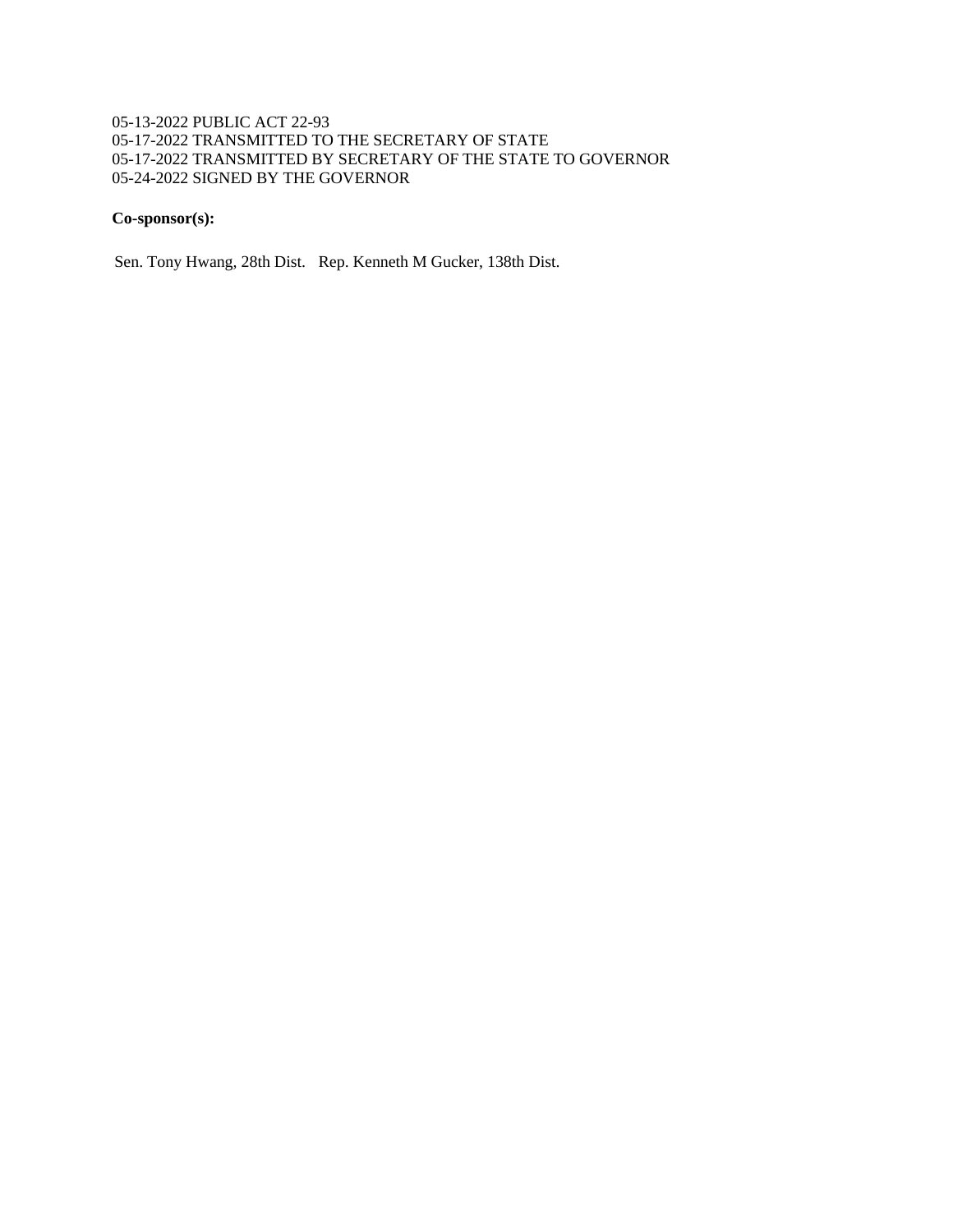05-13-2022 PUBLIC ACT 22-93
05-17-2022 TRANSMITTED TO THE SECRETARY OF STATE
05-17-2022 TRANSMITTED BY SECRETARY OF THE STATE TO GOVERNOR
05-24-2022 SIGNED BY THE GOVERNOR

**Co-sponsor(s):**

Sen. Tony Hwang, 28th Dist. Rep. Kenneth M Gucker, 138th Dist.